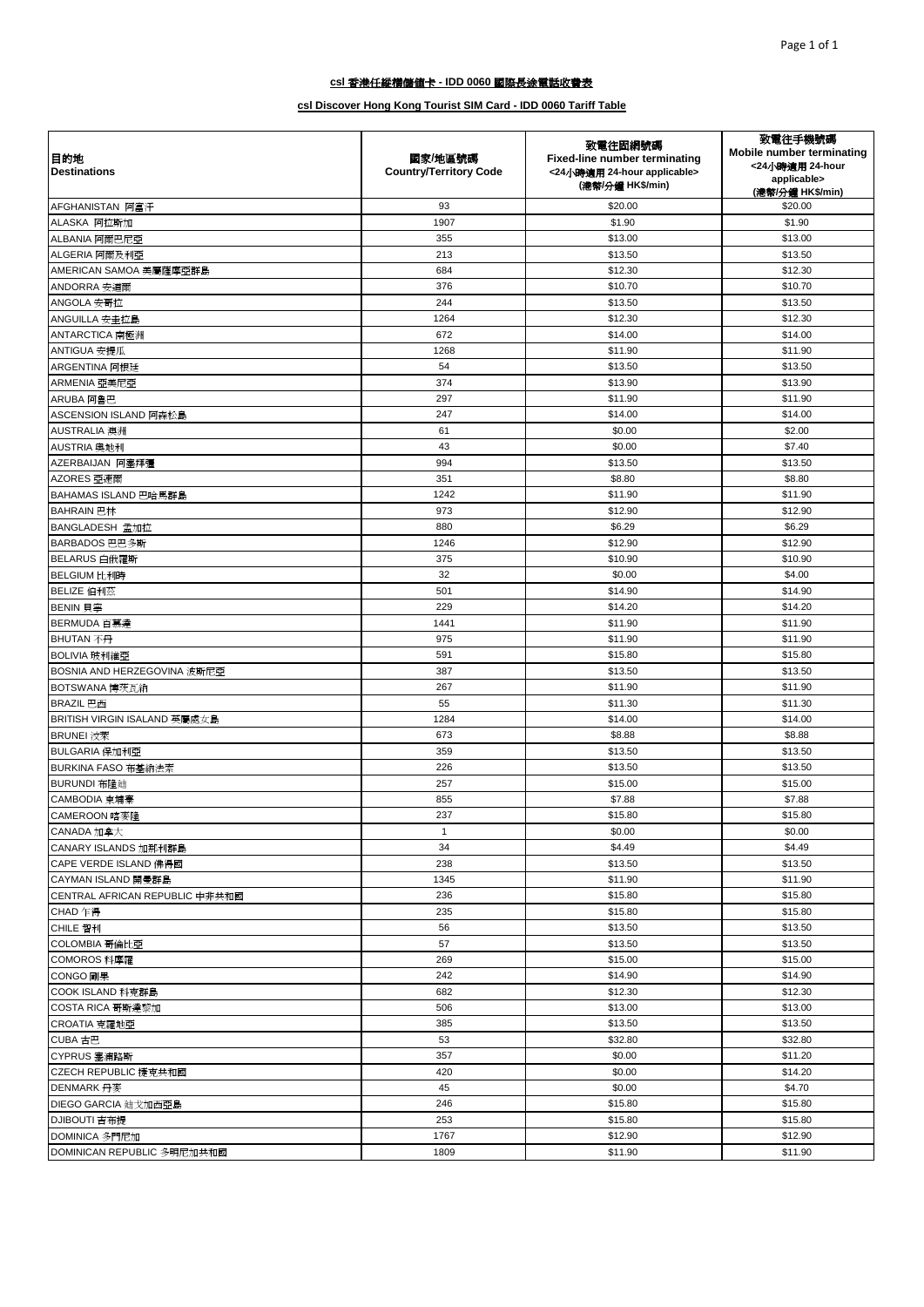**csl 香港任縱橫儲值卡 - IDD 0060 國際長途電話收費表**

**csl Discover Hong Kong Tourist SIM Card - IDD 0060 Tariff Table**

| 目的地<br>Destinations | 國家/地區號碼<br>Country/Territory Code | 致電往固網號碼<br>Fixed-line number terminating<br><24小時適用 24-hour applicable><br>(港幣/分鐘 HK$/min) | 致電往手機號碼<br>Mobile number terminating<br><24小時適用 24-hour applicable><br>(港幣/分鐘 HK$/min) |
|---|---|---|---|
| AFGHANISTAN 阿富汗 | 93 | $20.00 | $20.00 |
| ALASKA 阿拉斯加 | 1907 | $1.90 | $1.90 |
| ALBANIA 阿爾巴尼亞 | 355 | $13.00 | $13.00 |
| ALGERIA 阿爾及利亞 | 213 | $13.50 | $13.50 |
| AMERICAN SAMOA 美屬薩摩亞群島 | 684 | $12.30 | $12.30 |
| ANDORRA 安道爾 | 376 | $10.70 | $10.70 |
| ANGOLA 安哥拉 | 244 | $13.50 | $13.50 |
| ANGUILLA 安圭拉島 | 1264 | $12.30 | $12.30 |
| ANTARCTICA 南極洲 | 672 | $14.00 | $14.00 |
| ANTIGUA 安提瓜 | 1268 | $11.90 | $11.90 |
| ARGENTINA 阿根廷 | 54 | $13.50 | $13.50 |
| ARMENIA 亞美尼亞 | 374 | $13.90 | $13.90 |
| ARUBA 阿魯巴 | 297 | $11.90 | $11.90 |
| ASCENSION ISLAND 阿森松島 | 247 | $14.00 | $14.00 |
| AUSTRALIA 澳洲 | 61 | $0.00 | $2.00 |
| AUSTRIA 奧地利 | 43 | $0.00 | $7.40 |
| AZERBAIJAN 阿塞拜彊 | 994 | $13.50 | $13.50 |
| AZORES 亞速爾 | 351 | $8.80 | $8.80 |
| BAHAMAS ISLAND 巴哈馬群島 | 1242 | $11.90 | $11.90 |
| BAHRAIN 巴林 | 973 | $12.90 | $12.90 |
| BANGLADESH 孟加拉 | 880 | $6.29 | $6.29 |
| BARBADOS 巴巴多斯 | 1246 | $12.90 | $12.90 |
| BELARUS 白俄羅斯 | 375 | $10.90 | $10.90 |
| BELGIUM 比利時 | 32 | $0.00 | $4.00 |
| BELIZE 伯利茲 | 501 | $14.90 | $14.90 |
| BENIN 貝寧 | 229 | $14.20 | $14.20 |
| BERMUDA 百慕達 | 1441 | $11.90 | $11.90 |
| BHUTAN 不丹 | 975 | $11.90 | $11.90 |
| BOLIVIA 玻利維亞 | 591 | $15.80 | $15.80 |
| BOSNIA AND HERZEGOVINA 波斯尼亞 | 387 | $13.50 | $13.50 |
| BOTSWANA 博茨瓦納 | 267 | $11.90 | $11.90 |
| BRAZIL 巴西 | 55 | $11.30 | $11.30 |
| BRITISH VIRGIN ISLAND 英屬處女島 | 1284 | $14.00 | $14.00 |
| BRUNEI 汶萊 | 673 | $8.88 | $8.88 |
| BULGARIA 保加利亞 | 359 | $13.50 | $13.50 |
| BURKINA FASO 布基納法索 | 226 | $13.50 | $13.50 |
| BURUNDI 布隆迪 | 257 | $15.00 | $15.00 |
| CAMBODIA 柬埔寨 | 855 | $7.88 | $7.88 |
| CAMEROON 喀麥隆 | 237 | $15.80 | $15.80 |
| CANADA 加拿大 | 1 | $0.00 | $0.00 |
| CANARY ISLANDS 加那利群島 | 34 | $4.49 | $4.49 |
| CAPE VERDE ISLAND 佛得島 | 238 | $13.50 | $13.50 |
| CAYMAN ISLAND 開曼群島 | 1345 | $11.90 | $11.90 |
| CENTRAL AFRICAN REPUBLIC 中非共和國 | 236 | $15.80 | $15.80 |
| CHAD 乍得 | 235 | $15.80 | $15.80 |
| CHILE 智利 | 56 | $13.50 | $13.50 |
| COLOMBIA 哥倫比亞 | 57 | $13.50 | $13.50 |
| COMOROS 科摩羅 | 269 | $15.00 | $15.00 |
| CONGO 剛果 | 242 | $14.90 | $14.90 |
| COOK ISLAND 科克群島 | 682 | $12.30 | $12.30 |
| COSTA RICA 哥斯達黎加 | 506 | $13.00 | $13.00 |
| CROATIA 克羅地亞 | 385 | $13.50 | $13.50 |
| CUBA 古巴 | 53 | $32.80 | $32.80 |
| CYPRUS 塞浦路斯 | 357 | $0.00 | $11.20 |
| CZECH REPUBLIC 捷克共和國 | 420 | $0.00 | $14.20 |
| DENMARK 丹麥 | 45 | $0.00 | $4.70 |
| DIEGO GARCIA 迪戈加西亞島 | 246 | $15.80 | $15.80 |
| DJIBOUTI 吉布提 | 253 | $15.80 | $15.80 |
| DOMINICA 多門尼加 | 1767 | $12.90 | $12.90 |
| DOMINICAN REPUBLIC 多明尼加共和國 | 1809 | $11.90 | $11.90 |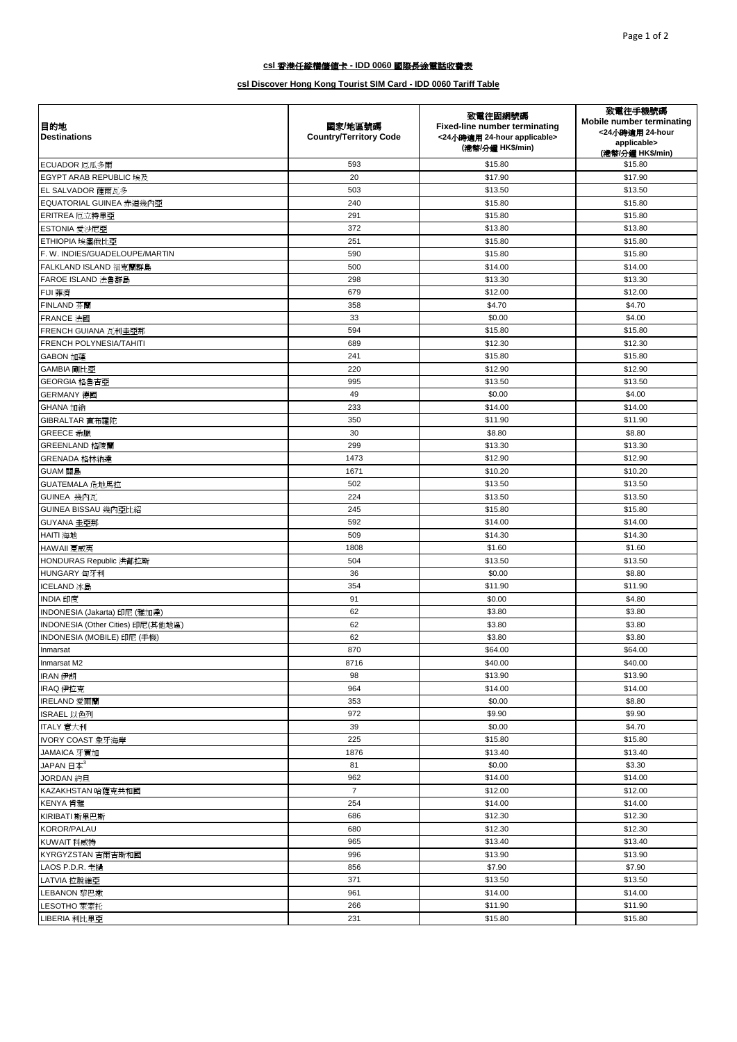**csl 香港任縱橫儲值卡 - IDD 0060 國際長途電話收費表**

**csl Discover Hong Kong Tourist SIM Card - IDD 0060 Tariff Table**

| 目的地<br>Destinations | 國家/地區號碼<br>Country/Territory Code | 致電往固網號碼<br>Fixed-line number terminating<br><24小時適用 24-hour applicable><br>(港幣/分鐘 HK$/min) | 致電往手機號碼<br>Mobile number terminating<br><24小時適用 24-hour applicable><br>(港幣/分鐘 HK$/min) |
|---|---|---|---|
| ECUADOR 厄瓜多爾 | 593 | $15.80 | $15.80 |
| EGYPT ARAB REPUBLIC 埃及 | 20 | $17.90 | $17.90 |
| EL SALVADOR 薩爾瓦多 | 503 | $13.50 | $13.50 |
| EQUATORIAL GUINEA 赤道幾內亞 | 240 | $15.80 | $15.80 |
| ERITREA 厄立特里亞 | 291 | $15.80 | $15.80 |
| ESTONIA 愛沙尼亞 | 372 | $13.80 | $13.80 |
| ETHIOPIA 埃塞俄比亞 | 251 | $15.80 | $15.80 |
| F. W. INDIES/GUADELOUPE/MARTIN | 590 | $15.80 | $15.80 |
| FALKLAND ISLAND 福克蘭群島 | 500 | $14.00 | $14.00 |
| FAROE ISLAND 法魯群島 | 298 | $13.30 | $13.30 |
| FIJI 斐濟 | 679 | $12.00 | $12.00 |
| FINLAND 芬蘭 | 358 | $4.70 | $4.70 |
| FRANCE 法國 | 33 | $0.00 | $4.00 |
| FRENCH GUIANA 瓦利圭亞那 | 594 | $15.80 | $15.80 |
| FRENCH POLYNESIA/TAHITI | 689 | $12.30 | $12.30 |
| GABON 加蓬 | 241 | $15.80 | $15.80 |
| GAMBIA 岡比亞 | 220 | $12.90 | $12.90 |
| GEORGIA 格魯吉亞 | 995 | $13.50 | $13.50 |
| GERMANY 德國 | 49 | $0.00 | $4.00 |
| GHANA 加納 | 233 | $14.00 | $14.00 |
| GIBRALTAR 直布羅陀 | 350 | $11.90 | $11.90 |
| GREECE 希臘 | 30 | $8.80 | $8.80 |
| GREENLAND 格陵蘭 | 299 | $13.30 | $13.30 |
| GRENADA 格林納達 | 1473 | $12.90 | $12.90 |
| GUAM 關島 | 1671 | $10.20 | $10.20 |
| GUATEMALA 危地馬拉 | 502 | $13.50 | $13.50 |
| GUINEA 幾內瓦 | 224 | $13.50 | $13.50 |
| GUINEA BISSAU 幾內亞比紹 | 245 | $15.80 | $15.80 |
| GUYANA 圭亞那 | 592 | $14.00 | $14.00 |
| HAITI 海地 | 509 | $14.30 | $14.30 |
| HAWAII 夏威夷 | 1808 | $1.60 | $1.60 |
| HONDURAS Republic 洪都拉斯 | 504 | $13.50 | $13.50 |
| HUNGARY 匈牙利 | 36 | $0.00 | $8.80 |
| ICELAND 冰島 | 354 | $11.90 | $11.90 |
| INDIA 印度 | 91 | $0.00 | $4.80 |
| INDONESIA (Jakarta) 印尼 (雅加達) | 62 | $3.80 | $3.80 |
| INDONESIA (Other Cities) 印尼(其他地區) | 62 | $3.80 | $3.80 |
| INDONESIA (MOBILE) 印尼 (手機) | 62 | $3.80 | $3.80 |
| Inmarsat | 870 | $64.00 | $64.00 |
| Inmarsat M2 | 8716 | $40.00 | $40.00 |
| IRAN 伊朗 | 98 | $13.90 | $13.90 |
| IRAQ 伊拉克 | 964 | $14.00 | $14.00 |
| IRELAND 愛爾蘭 | 353 | $0.00 | $8.80 |
| ISRAEL 以色列 | 972 | $9.90 | $9.90 |
| ITALY 意大利 | 39 | $0.00 | $4.70 |
| IVORY COAST 象牙海岸 | 225 | $15.80 | $15.80 |
| JAMAICA 牙買加 | 1876 | $13.40 | $13.40 |
| JAPAN 日本[3] | 81 | $0.00 | $3.30 |
| JORDAN 約旦 | 962 | $14.00 | $14.00 |
| KAZAKHSTAN 哈薩克共和國 | 7 | $12.00 | $12.00 |
| KENYA 肯雅 | 254 | $14.00 | $14.00 |
| KIRIBATI 斯里巴斯 | 686 | $12.30 | $12.30 |
| KOROR/PALAU | 680 | $12.30 | $12.30 |
| KUWAIT 科威特 | 965 | $13.40 | $13.40 |
| KYRGYZSTAN 吉爾吉斯和國 | 996 | $13.90 | $13.90 |
| LAOS P.D.R. 老撾 | 856 | $7.90 | $7.90 |
| LATVIA 拉脫維亞 | 371 | $13.50 | $13.50 |
| LEBANON 黎巴嫩 | 961 | $14.00 | $14.00 |
| LESOTHO 萊索托 | 266 | $11.90 | $11.90 |
| LIBERIA 利比里亞 | 231 | $15.80 | $15.80 |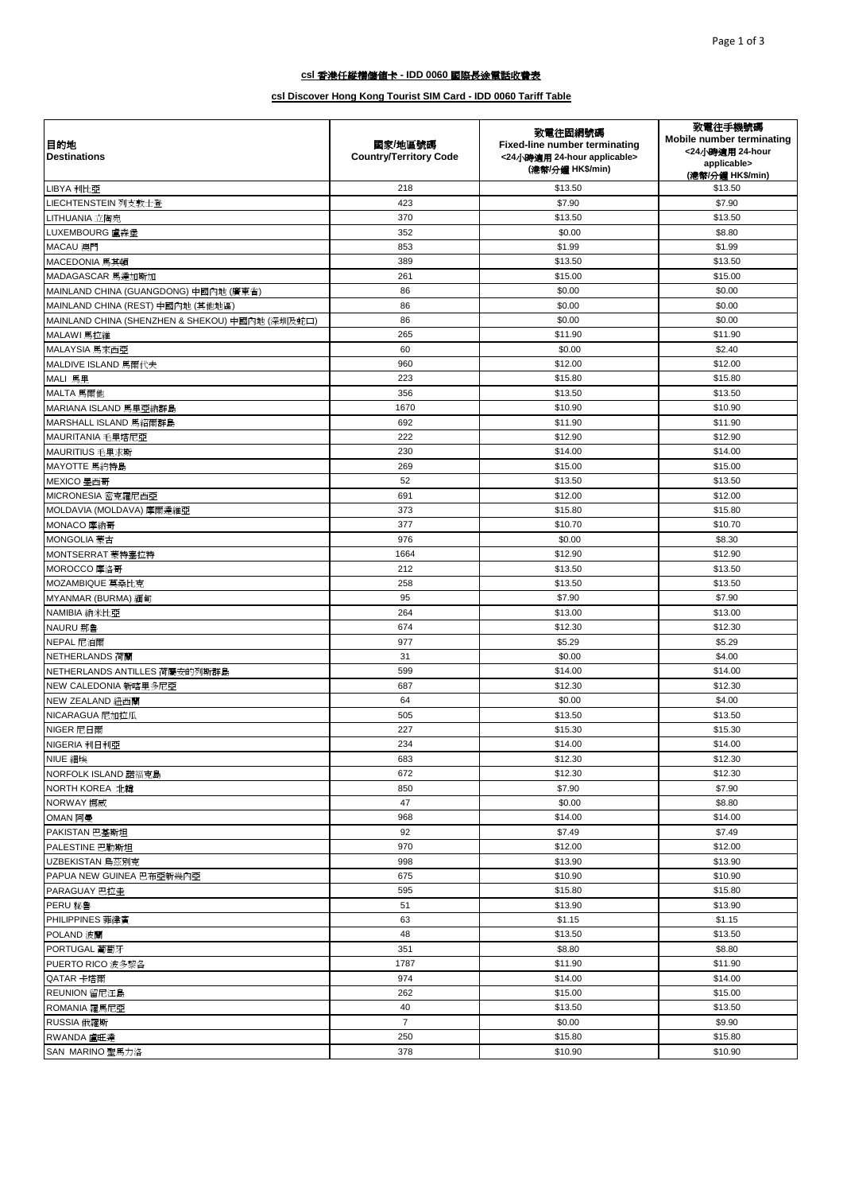**csl 香港任縱横儲值卡 - IDD 0060 國際長途電話收費表**

**csl Discover Hong Kong Tourist SIM Card - IDD 0060 Tariff Table**

| 目的地 Destinations | 國家/地區號碼 Country/Territory Code | 致電往固網號碼 Fixed-line number terminating <24小時適用 24-hour applicable> (港幣/分鐘 HK$/min) | 致電往手機號碼 Mobile number terminating <24小時適用 24-hour applicable> (港幣/分鐘 HK$/min) |
|---|---|---|---|
| LIBYA 利比亞 | 218 | $13.50 | $13.50 |
| LIECHTENSTEIN 列支敦士登 | 423 | $7.90 | $7.90 |
| LITHUANIA 立陶宛 | 370 | $13.50 | $13.50 |
| LUXEMBOURG 盧森堡 | 352 | $0.00 | $8.80 |
| MACAU 澳門 | 853 | $1.99 | $1.99 |
| MACEDONIA 馬其頓 | 389 | $13.50 | $13.50 |
| MADAGASCAR 馬達加斯加 | 261 | $15.00 | $15.00 |
| MAINLAND CHINA (GUANGDONG) 中國內地 (廣東省) | 86 | $0.00 | $0.00 |
| MAINLAND CHINA (REST) 中國內地 (其他地區) | 86 | $0.00 | $0.00 |
| MAINLAND CHINA (SHENZHEN & SHEKOU) 中國內地 (深圳及蛇口) | 86 | $0.00 | $0.00 |
| MALAWI 馬拉維 | 265 | $11.90 | $11.90 |
| MALAYSIA 馬來西亞 | 60 | $0.00 | $2.40 |
| MALDIVE ISLAND 馬爾代夫 | 960 | $12.00 | $12.00 |
| MALI 馬里 | 223 | $15.80 | $15.80 |
| MALTA 馬爾他 | 356 | $13.50 | $13.50 |
| MARIANA ISLAND 馬里亞納群島 | 1670 | $10.90 | $10.90 |
| MARSHALL ISLAND 馬紹爾群島 | 692 | $11.90 | $11.90 |
| MAURITANIA 毛里塔尼亞 | 222 | $12.90 | $12.90 |
| MAURITIUS 毛里求斯 | 230 | $14.00 | $14.00 |
| MAYOTTE 馬約特島 | 269 | $15.00 | $15.00 |
| MEXICO 墨西哥 | 52 | $13.50 | $13.50 |
| MICRONESIA 密克羅尼西亞 | 691 | $12.00 | $12.00 |
| MOLDAVIA (MOLDAVA) 摩爾達維亞 | 373 | $15.80 | $15.80 |
| MONACO 摩納哥 | 377 | $10.70 | $10.70 |
| MONGOLIA 蒙古 | 976 | $0.00 | $8.30 |
| MONTSERRAT 蒙特塞拉特 | 1664 | $12.90 | $12.90 |
| MOROCCO 摩洛哥 | 212 | $13.50 | $13.50 |
| MOZAMBIQUE 莫桑比克 | 258 | $13.50 | $13.50 |
| MYANMAR (BURMA) 緬甸 | 95 | $7.90 | $7.90 |
| NAMIBIA 納米比亞 | 264 | $13.00 | $13.00 |
| NAURU 瑙魯 | 674 | $12.30 | $12.30 |
| NEPAL 尼泊爾 | 977 | $5.29 | $5.29 |
| NETHERLANDS 荷蘭 | 31 | $0.00 | $4.00 |
| NETHERLANDS ANTILLES 荷屬安的列斯群島 | 599 | $14.00 | $14.00 |
| NEW CALEDONIA 新喀里多尼亞 | 687 | $12.30 | $12.30 |
| NEW ZEALAND 紐西蘭 | 64 | $0.00 | $4.00 |
| NICARAGUA 尼加拉瓜 | 505 | $13.50 | $13.50 |
| NIGER 尼日爾 | 227 | $15.30 | $15.30 |
| NIGERIA 利日利亞 | 234 | $14.00 | $14.00 |
| NIUE 紐埃 | 683 | $12.30 | $12.30 |
| NORFOLK ISLAND 諾福克島 | 672 | $12.30 | $12.30 |
| NORTH KOREA 北韓 | 850 | $7.90 | $7.90 |
| NORWAY 挪威 | 47 | $0.00 | $8.80 |
| OMAN 阿曼 | 968 | $14.00 | $14.00 |
| PAKISTAN 巴基斯坦 | 92 | $7.49 | $7.49 |
| PALESTINE 巴勒斯坦 | 970 | $12.00 | $12.00 |
| UZBEKISTAN 烏茲別克 | 998 | $13.90 | $13.90 |
| PAPUA NEW GUINEA 巴布亞新幾內亞 | 675 | $10.90 | $10.90 |
| PARAGUAY 巴拉圭 | 595 | $15.80 | $15.80 |
| PERU 秘魯 | 51 | $13.90 | $13.90 |
| PHILIPPINES 菲律賓 | 63 | $1.15 | $1.15 |
| POLAND 波蘭 | 48 | $13.50 | $13.50 |
| PORTUGAL 葡萄牙 | 351 | $8.80 | $8.80 |
| PUERTO RICO 波多黎各 | 1787 | $11.90 | $11.90 |
| QATAR 卡塔爾 | 974 | $14.00 | $14.00 |
| REUNION 留尼汪島 | 262 | $15.00 | $15.00 |
| ROMANIA 羅馬尼亞 | 40 | $13.50 | $13.50 |
| RUSSIA 俄羅斯 | 7 | $0.00 | $9.90 |
| RWANDA 盧旺達 | 250 | $15.80 | $15.80 |
| SAN MARINO 聖馬力洛 | 378 | $10.90 | $10.90 |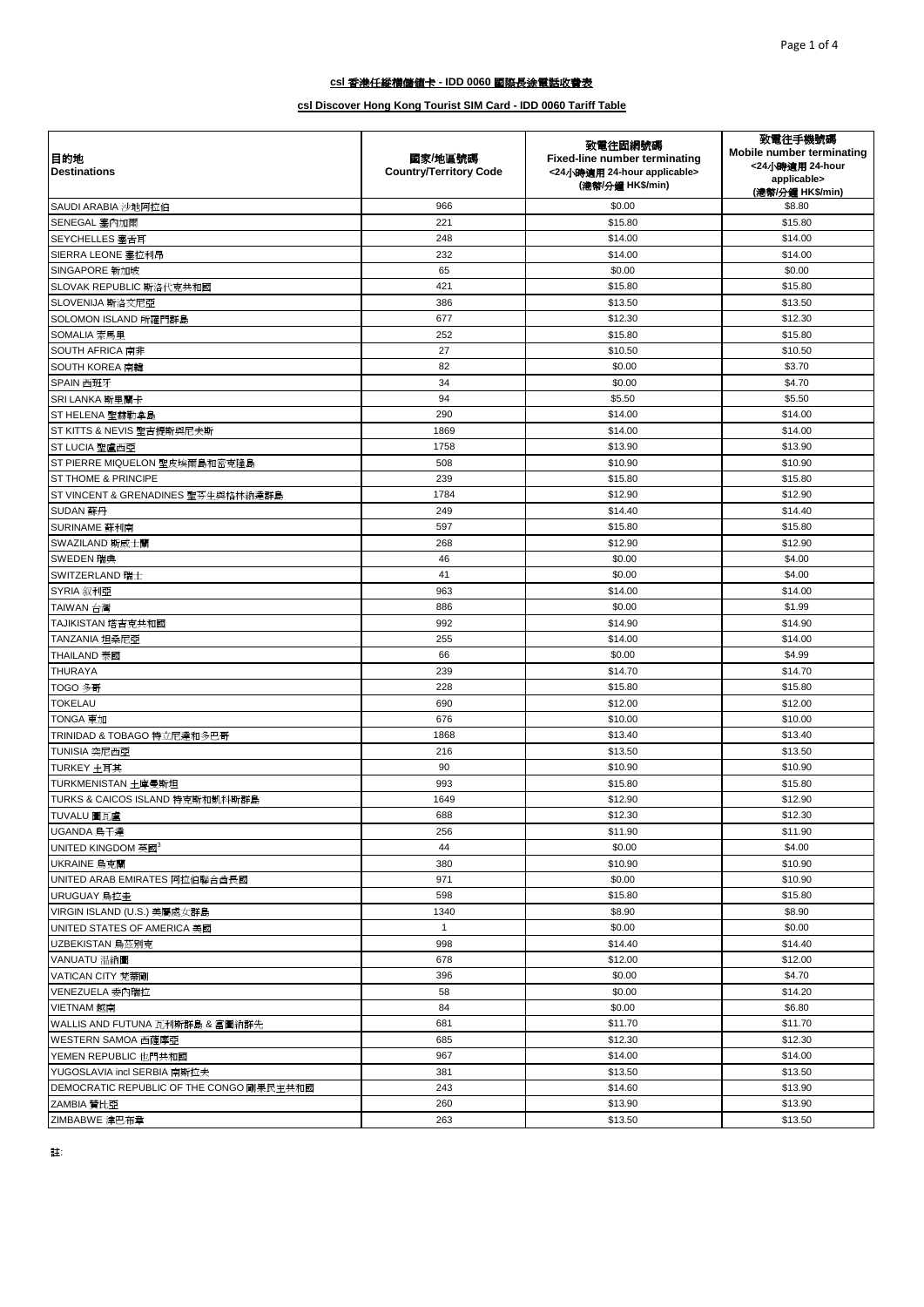**csl 香港任縱橫儲值卡 - IDD 0060 國際長途電話收費表**

**csl Discover Hong Kong Tourist SIM Card - IDD 0060 Tariff Table**

| 目的地 Destinations | 國家/地區號碼 Country/Territory Code | 致電往固網號碼 Fixed-line number terminating <24小時適用 24-hour applicable> (港幣/分鐘 HK$/min) | 致電往手機號碼 Mobile number terminating <24小時適用 24-hour applicable> (港幣/分鐘 HK$/min) |
|---|---|---|---|
| SAUDI ARABIA 沙地阿拉伯 | 966 | $0.00 | $8.80 |
| SENEGAL 塞內加爾 | 221 | $15.80 | $15.80 |
| SEYCHELLES 塞舌耳 | 248 | $14.00 | $14.00 |
| SIERRA LEONE 塞拉利昂 | 232 | $14.00 | $14.00 |
| SINGAPORE 新加坡 | 65 | $0.00 | $0.00 |
| SLOVAK REPUBLIC 斯洛代克共和國 | 421 | $15.80 | $15.80 |
| SLOVENIJA 斯洛文尼亞 | 386 | $13.50 | $13.50 |
| SOLOMON ISLAND 所羅門群島 | 677 | $12.30 | $12.30 |
| SOMALIA 索馬里 | 252 | $15.80 | $15.80 |
| SOUTH AFRICA 南非 | 27 | $10.50 | $10.50 |
| SOUTH KOREA 南韓 | 82 | $0.00 | $3.70 |
| SPAIN 西班牙 | 34 | $0.00 | $4.70 |
| SRI LANKA 斯里蘭卡 | 94 | $5.50 | $5.50 |
| ST HELENA 聖赫勒拿島 | 290 | $14.00 | $14.00 |
| ST KITTS & NEVIS 聖吉提斯與尼夫斯 | 1869 | $14.00 | $14.00 |
| ST LUCIA 聖盧西亞 | 1758 | $13.90 | $13.90 |
| ST PIERRE MIQUELON 聖皮埃爾島和密克隆島 | 508 | $10.90 | $10.90 |
| ST THOME & PRINCIPE | 239 | $15.80 | $15.80 |
| ST VINCENT & GRENADINES 聖芬生與格林納達群島 | 1784 | $12.90 | $12.90 |
| SUDAN 蘇丹 | 249 | $14.40 | $14.40 |
| SURINAME 蘇利南 | 597 | $15.80 | $15.80 |
| SWAZILAND 斯威士蘭 | 268 | $12.90 | $12.90 |
| SWEDEN 瑞典 | 46 | $0.00 | $4.00 |
| SWITZERLAND 瑞士 | 41 | $0.00 | $4.00 |
| SYRIA 叙利亞 | 963 | $14.00 | $14.00 |
| TAIWAN 台灣 | 886 | $0.00 | $1.99 |
| TAJIKISTAN 塔吉克共和國 | 992 | $14.90 | $14.90 |
| TANZANIA 坦桑尼亞 | 255 | $14.00 | $14.00 |
| THAILAND 泰國 | 66 | $0.00 | $4.99 |
| THURAYA | 239 | $14.70 | $14.70 |
| TOGO 多哥 | 228 | $15.80 | $15.80 |
| TOKELAU | 690 | $12.00 | $12.00 |
| TONGA 東加 | 676 | $10.00 | $10.00 |
| TRINIDAD & TOBAGO 特立尼達和多巴哥 | 1868 | $13.40 | $13.40 |
| TUNISIA 突尼西亞 | 216 | $13.50 | $13.50 |
| TURKEY 土耳其 | 90 | $10.90 | $10.90 |
| TURKMENISTAN 土庫曼斯坦 | 993 | $15.80 | $15.80 |
| TURKS & CAICOS ISLAND 特克斯和凱科斯群島 | 1649 | $12.90 | $12.90 |
| TUVALU 圖瓦盧 | 688 | $12.30 | $12.30 |
| UGANDA 烏干達 | 256 | $11.90 | $11.90 |
| UNITED KINGDOM 英國[3] | 44 | $0.00 | $4.00 |
| UKRAINE 烏克蘭 | 380 | $10.90 | $10.90 |
| UNITED ARAB EMIRATES 阿拉伯聯合酋長國 | 971 | $0.00 | $10.90 |
| URUGUAY 烏拉圭 | 598 | $15.80 | $15.80 |
| VIRGIN ISLAND (U.S.) 美屬處女群島 | 1340 | $8.90 | $8.90 |
| UNITED STATES OF AMERICA 美國 | 1 | $0.00 | $0.00 |
| UZBEKISTAN 烏茲別克 | 998 | $14.40 | $14.40 |
| VANUATU 溫納圖 | 678 | $12.00 | $12.00 |
| VATICAN CITY 梵蒂岡 | 396 | $0.00 | $4.70 |
| VENEZUELA 委內瑞拉 | 58 | $0.00 | $14.20 |
| VIETNAM 越南 | 84 | $0.00 | $6.80 |
| WALLIS AND FUTUNA 瓦利斯群島 & 富圖納群先 | 681 | $11.70 | $11.70 |
| WESTERN SAMOA 西薩摩亞 | 685 | $12.30 | $12.30 |
| YEMEN REPUBLIC 也門共和國 | 967 | $14.00 | $14.00 |
| YUGOSLAVIA incl SERBIA 南斯拉夫 | 381 | $13.50 | $13.50 |
| DEMOCRATIC REPUBLIC OF THE CONGO 剛果民主共和國 | 243 | $14.60 | $13.90 |
| ZAMBIA 贊比亞 | 260 | $13.90 | $13.90 |
| ZIMBABWE 津巴布韋 | 263 | $13.50 | $13.50 |

註: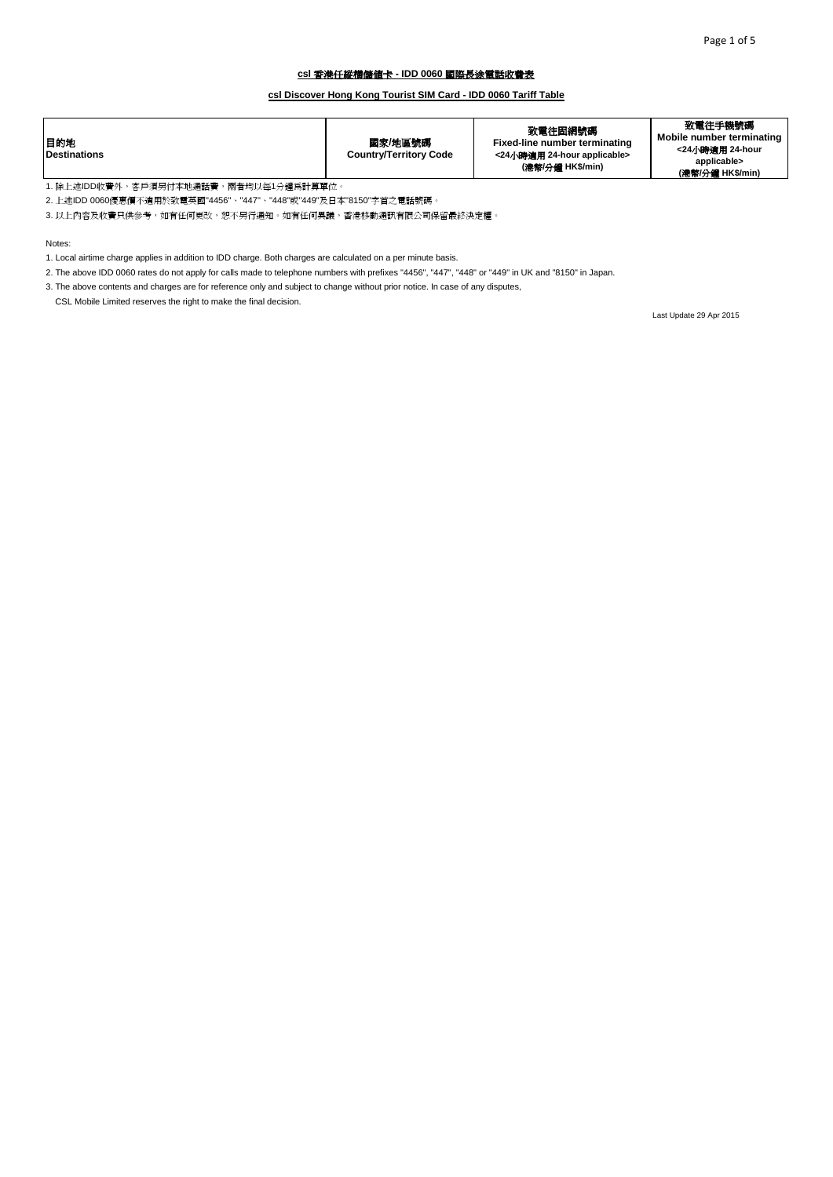**csl 香港任縱橫儲值卡 - IDD 0060 國際長途電話收費表**

**csl Discover Hong Kong Tourist SIM Card - IDD 0060 Tariff Table**

| 目的地<br>Destinations | 國家/地區號碼<br>Country/Territory Code | 致電往固網號碼<br>Fixed-line number terminating<br><24小時適用 24-hour applicable><br>(港幣/分鐘 HK$/min) | 致電往手機號碼<br>Mobile number terminating<br><24小時適用 24-hour applicable><br>(港幣/分鐘 HK$/min) |
|---|---|---|---|

1. 除上述IDD收費外，客戶須另付本地通話費，兩者均以每1分鐘爲計算單位。
2. 上述IDD 0060優惠價不適用於致電英國"4456"、"447"、"448"或"449"及日本"8150"字首之電話號碼。
3. 以上內容及收費只供參考，如有任何更改，恕不另行通知。如有任何異議，香港移動通訊有限公司保留最終決定權。

Notes:

1. Local airtime charge applies in addition to IDD charge. Both charges are calculated on a per minute basis.
2. The above IDD 0060 rates do not apply for calls made to telephone numbers with prefixes "4456", "447", "448" or "449" in UK and "8150" in Japan.
3. The above contents and charges are for reference only and subject to change without prior notice. In case of any disputes, CSL Mobile Limited reserves the right to make the final decision.

Last Update 29 Apr 2015